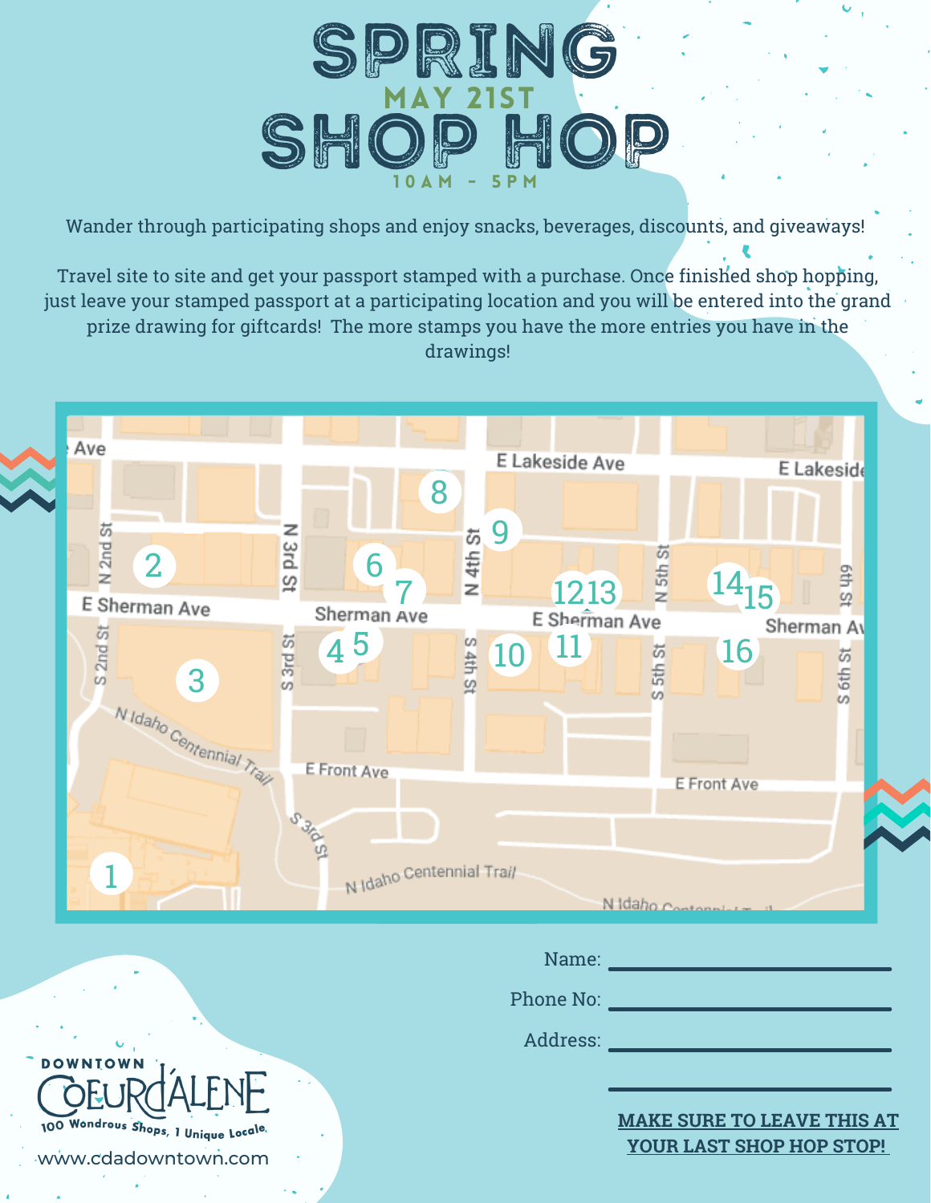# SPRING

**MAY 21ST**

# SHOP HOP

**10AM - 5PM**

Wander through participating shops and enjoy snacks, beverages, discounts, and giveaways!

Travel site to site and get your passport stamped with a purchase. Once finished shop hopping, just leave your stamped passport at a participating location and you will be entered into the grand prize drawing for giftcards! The more stamps you have the more entries you have in the drawings!

Name: ______________________

Phone No: ______________________

Address: ______________________

______________________

**MAKE SURE TO LEAVE THIS AT YOUR LAST SHOP HOP STOP!**

DOWNTOWN COEUR D'ALENE

100 Wondrous Shops, 1 Unique Locale

www.cdadowntown.com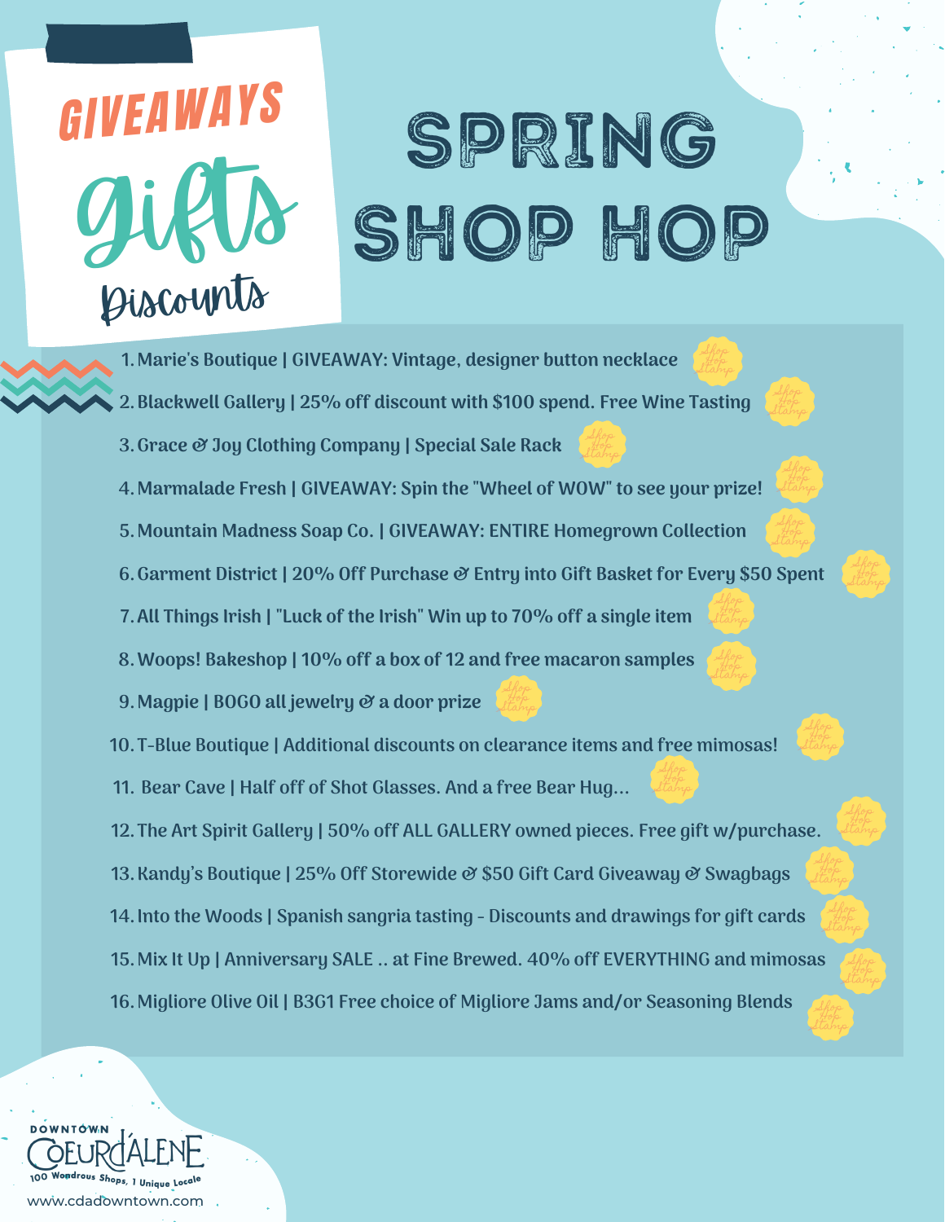GIVEAWAYS

gifts

Discounts

# SPRING SHOP HOP

1. Marie's Boutique | GIVEAWAY: Vintage, designer button necklace
2. Blackwell Gallery | 25% off discount with $100 spend. Free Wine Tasting
3. Grace & Joy Clothing Company | Special Sale Rack
4. Marmalade Fresh | GIVEAWAY: Spin the "Wheel of WOW" to see your prize!
5. Mountain Madness Soap Co. | GIVEAWAY: ENTIRE Homegrown Collection
6. Garment District | 20% Off Purchase & Entry into Gift Basket for Every $50 Spent
7. All Things Irish | "Luck of the Irish" Win up to 70% off a single item
8. Woops! Bakeshop | 10% off a box of 12 and free macaron samples
9. Magpie | BOGO all jewelry & a door prize
10. T-Blue Boutique | Additional discounts on clearance items and free mimosas!
11. Bear Cave | Half off of Shot Glasses. And a free Bear Hug...
12. The Art Spirit Gallery | 50% off ALL GALLERY owned pieces. Free gift w/purchase.
13. Kandy's Boutique | 25% Off Storewide & $50 Gift Card Giveaway & Swagbags
14. Into the Woods | Spanish sangria tasting - Discounts and drawings for gift cards
15. Mix It Up | Anniversary SALE .. at Fine Brewed. 40% off EVERYTHING and mimosas
16. Migliore Olive Oil | B3G1 Free choice of Migliore Jams and/or Seasoning Blends

DOWNTOWN COEUR D'ALENE

100 Wondrous Shops, 1 Unique Locale

www.cdadowntown.com